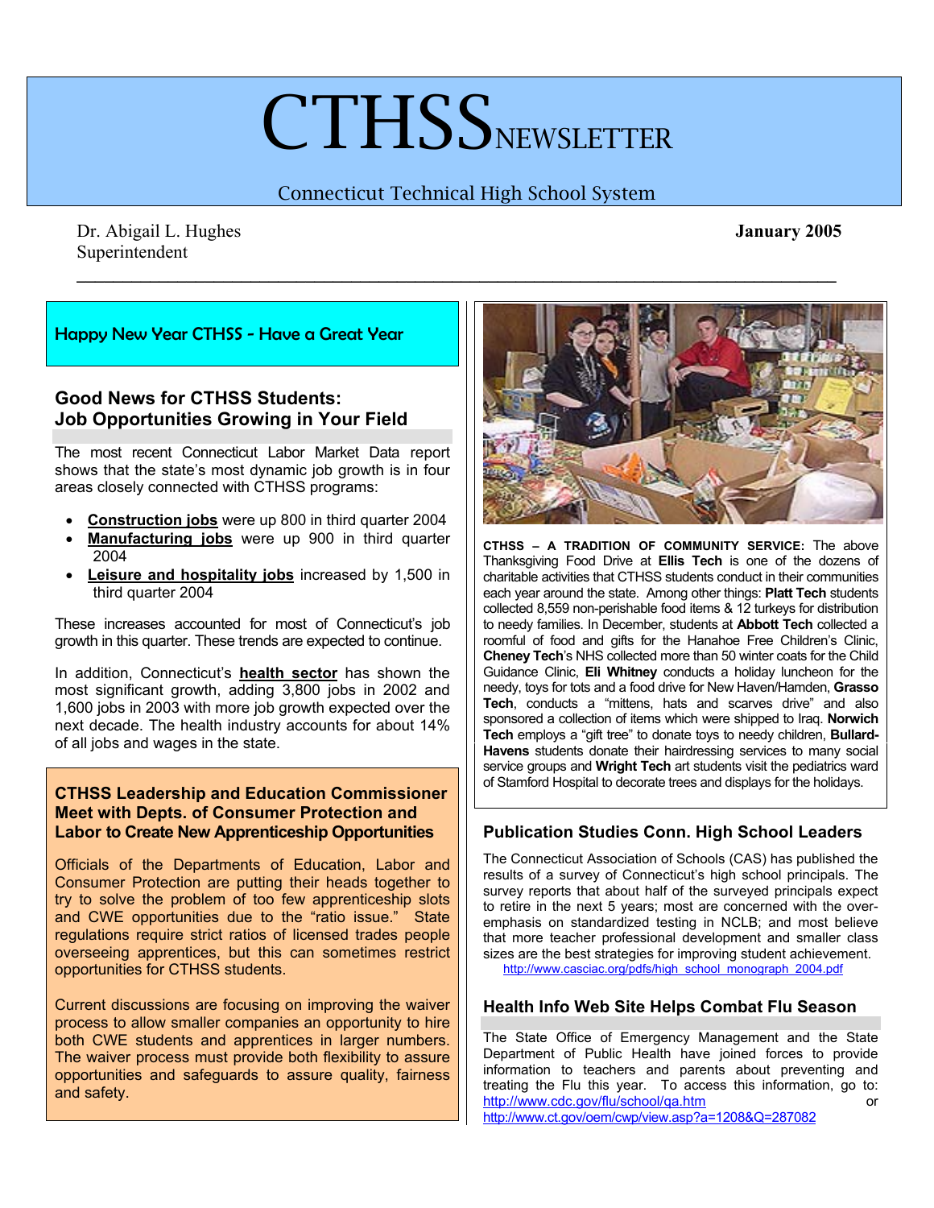# CTHSS NEWSLETTER

Connecticut Technical High School System

Dr. Abigail L. Hughes
Superintendent

**January 2005**

---

Happy New Year CTHSS - Have a Great Year

## Good News for CTHSS Students: Job Opportunities Growing in Your Field

The most recent Connecticut Labor Market Data report shows that the state's most dynamic job growth is in four areas closely connected with CTHSS programs:

- **Construction jobs** were up 800 in third quarter 2004
- **Manufacturing jobs** were up 900 in third quarter 2004
- **Leisure and hospitality jobs** increased by 1,500 in third quarter 2004

These increases accounted for most of Connecticut's job growth in this quarter. These trends are expected to continue.

In addition, Connecticut's **health sector** has shown the most significant growth, adding 3,800 jobs in 2002 and 1,600 jobs in 2003 with more job growth expected over the next decade. The health industry accounts for about 14% of all jobs and wages in the state.

## CTHSS Leadership and Education Commissioner Meet with Depts. of Consumer Protection and Labor to Create New Apprenticeship Opportunities

Officials of the Departments of Education, Labor and Consumer Protection are putting their heads together to try to solve the problem of too few apprenticeship slots and CWE opportunities due to the "ratio issue." State regulations require strict ratios of licensed trades people overseeing apprentices, but this can sometimes restrict opportunities for CTHSS students.

Current discussions are focusing on improving the waiver process to allow smaller companies an opportunity to hire both CWE students and apprentices in larger numbers. The waiver process must provide both flexibility to assure opportunities and safeguards to assure quality, fairness and safety.

**CTHSS – A TRADITION OF COMMUNITY SERVICE:** The above Thanksgiving Food Drive at **Ellis Tech** is one of the dozens of charitable activities that CTHSS students conduct in their communities each year around the state. Among other things: **Platt Tech** students collected 8,559 non-perishable food items & 12 turkeys for distribution to needy families. In December, students at **Abbott Tech** collected a roomful of food and gifts for the Hanahoe Free Children's Clinic, **Cheney Tech**'s NHS collected more than 50 winter coats for the Child Guidance Clinic, **Eli Whitney** conducts a holiday luncheon for the needy, toys for tots and a food drive for New Haven/Hamden, **Grasso Tech**, conducts a "mittens, hats and scarves drive" and also sponsored a collection of items which were shipped to Iraq. **Norwich Tech** employs a "gift tree" to donate toys to needy children, **Bullard-Havens** students donate their hairdressing services to many social service groups and **Wright Tech** art students visit the pediatrics ward of Stamford Hospital to decorate trees and displays for the holidays.

## Publication Studies Conn. High School Leaders

The Connecticut Association of Schools (CAS) has published the results of a survey of Connecticut's high school principals. The survey reports that about half of the surveyed principals expect to retire in the next 5 years; most are concerned with the over-emphasis on standardized testing in NCLB; and most believe that more teacher professional development and smaller class sizes are the best strategies for improving student achievement.
http://www.casciac.org/pdfs/high_school_monograph_2004.pdf

## Health Info Web Site Helps Combat Flu Season

The State Office of Emergency Management and the State Department of Public Health have joined forces to provide information to teachers and parents about preventing and treating the Flu this year. To access this information, go to: http://www.cdc.gov/flu/school/qa.htm or http://www.ct.gov/oem/cwp/view.asp?a=1208&Q=287082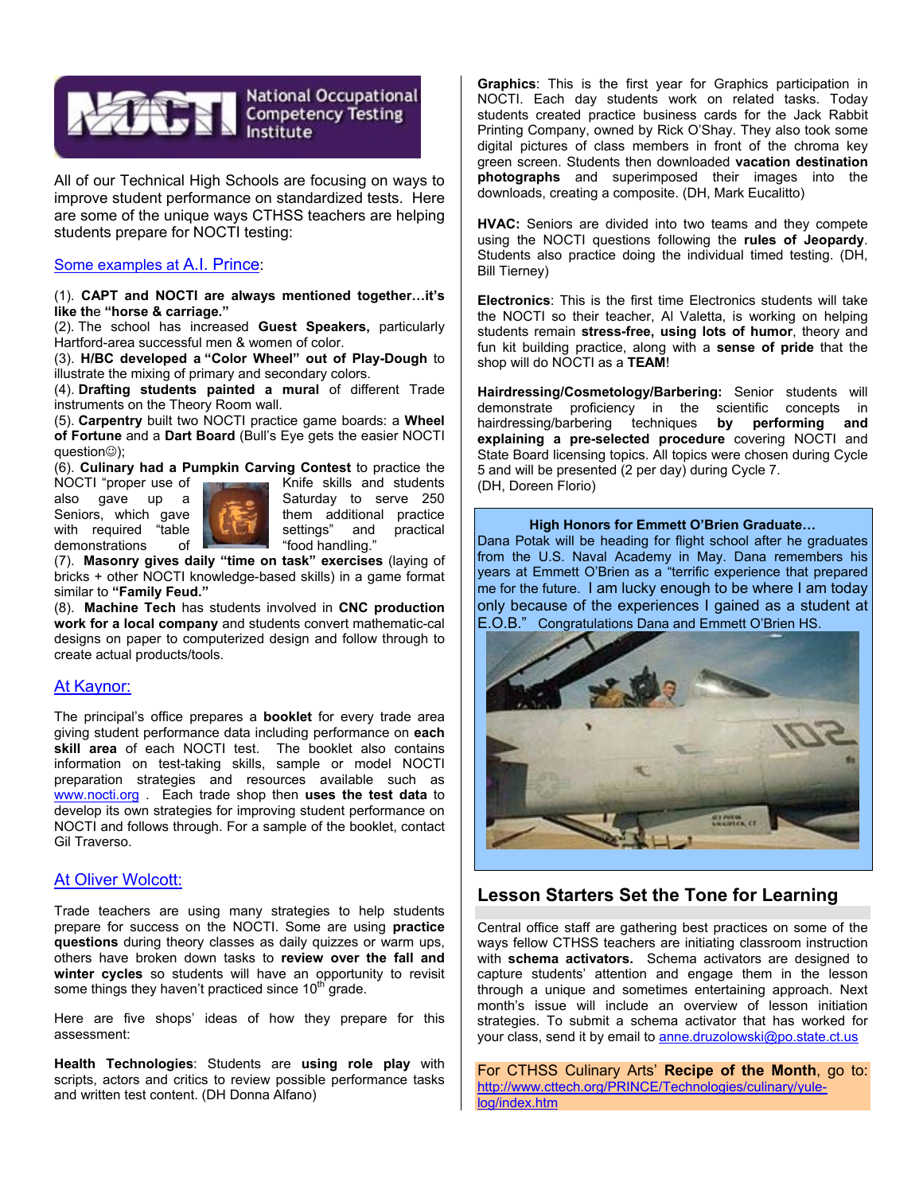**NOCTI National Occupational Competency Testing Institute**

All of our Technical High Schools are focusing on ways to improve student performance on standardized tests. Here are some of the unique ways CTHSS teachers are helping students prepare for NOCTI testing:

## Some examples at A.I. Prince:

(1). **CAPT and NOCTI are always mentioned together…it's like the "horse & carriage."**
(2). The school has increased **Guest Speakers,** particularly Hartford-area successful men & women of color.
(3). **H/BC developed a "Color Wheel" out of Play-Dough** to illustrate the mixing of primary and secondary colors.
(4). **Drafting students painted a mural** of different Trade instruments on the Theory Room wall.
(5). **Carpentry** built two NOCTI practice game boards: a **Wheel of Fortune** and a **Dart Board** (Bull's Eye gets the easier NOCTI question☺);
(6). **Culinary had a Pumpkin Carving Contest** to practice the NOCTI "proper use of Knife skills and students also gave up a Saturday to serve 250 Seniors, which gave them additional practice with required "table settings" and practical demonstrations of "food handling."
(7). **Masonry gives daily "time on task" exercises** (laying of bricks + other NOCTI knowledge-based skills) in a game format similar to **"Family Feud."**
(8). **Machine Tech** has students involved in **CNC production work for a local company** and students convert mathematic-cal designs on paper to computerized design and follow through to create actual products/tools.

## At Kaynor:

The principal's office prepares a **booklet** for every trade area giving student performance data including performance on **each skill area** of each NOCTI test. The booklet also contains information on test-taking skills, sample or model NOCTI preparation strategies and resources available such as www.nocti.org . Each trade shop then **uses the test data** to develop its own strategies for improving student performance on NOCTI and follows through. For a sample of the booklet, contact Gil Traverso.

## At Oliver Wolcott:

Trade teachers are using many strategies to help students prepare for success on the NOCTI. Some are using **practice questions** during theory classes as daily quizzes or warm ups, others have broken down tasks to **review over the fall and winter cycles** so students will have an opportunity to revisit some things they haven't practiced since 10th grade.

Here are five shops' ideas of how they prepare for this assessment:

**Health Technologies**: Students are **using role play** with scripts, actors and critics to review possible performance tasks and written test content. (DH Donna Alfano)

**Graphics**: This is the first year for Graphics participation in NOCTI. Each day students work on related tasks. Today students created practice business cards for the Jack Rabbit Printing Company, owned by Rick O'Shay. They also took some digital pictures of class members in front of the chroma key green screen. Students then downloaded **vacation destination photographs** and superimposed their images into the downloads, creating a composite. (DH, Mark Eucalitto)

**HVAC:** Seniors are divided into two teams and they compete using the NOCTI questions following the **rules of Jeopardy**. Students also practice doing the individual timed testing. (DH, Bill Tierney)

**Electronics**: This is the first time Electronics students will take the NOCTI so their teacher, Al Valetta, is working on helping students remain **stress-free, using lots of humor**, theory and fun kit building practice, along with a **sense of pride** that the shop will do NOCTI as a **TEAM**!

**Hairdressing/Cosmetology/Barbering:** Senior students will demonstrate proficiency in the scientific concepts in hairdressing/barbering techniques **by performing and explaining a pre-selected procedure** covering NOCTI and State Board licensing topics. All topics were chosen during Cycle 5 and will be presented (2 per day) during Cycle 7. (DH, Doreen Florio)

**High Honors for Emmett O'Brien Graduate…**

Dana Potak will be heading for flight school after he graduates from the U.S. Naval Academy in May. Dana remembers his years at Emmett O'Brien as a "terrific experience that prepared me for the future. I am lucky enough to be where I am today only because of the experiences I gained as a student at E.O.B." Congratulations Dana and Emmett O'Brien HS.

## Lesson Starters Set the Tone for Learning

Central office staff are gathering best practices on some of the ways fellow CTHSS teachers are initiating classroom instruction with **schema activators.** Schema activators are designed to capture students' attention and engage them in the lesson through a unique and sometimes entertaining approach. Next month's issue will include an overview of lesson initiation strategies. To submit a schema activator that has worked for your class, send it by email to anne.druzolowski@po.state.ct.us

For CTHSS Culinary Arts' **Recipe of the Month**, go to: http://www.cttech.org/PRINCE/Technologies/culinary/yule-log/index.htm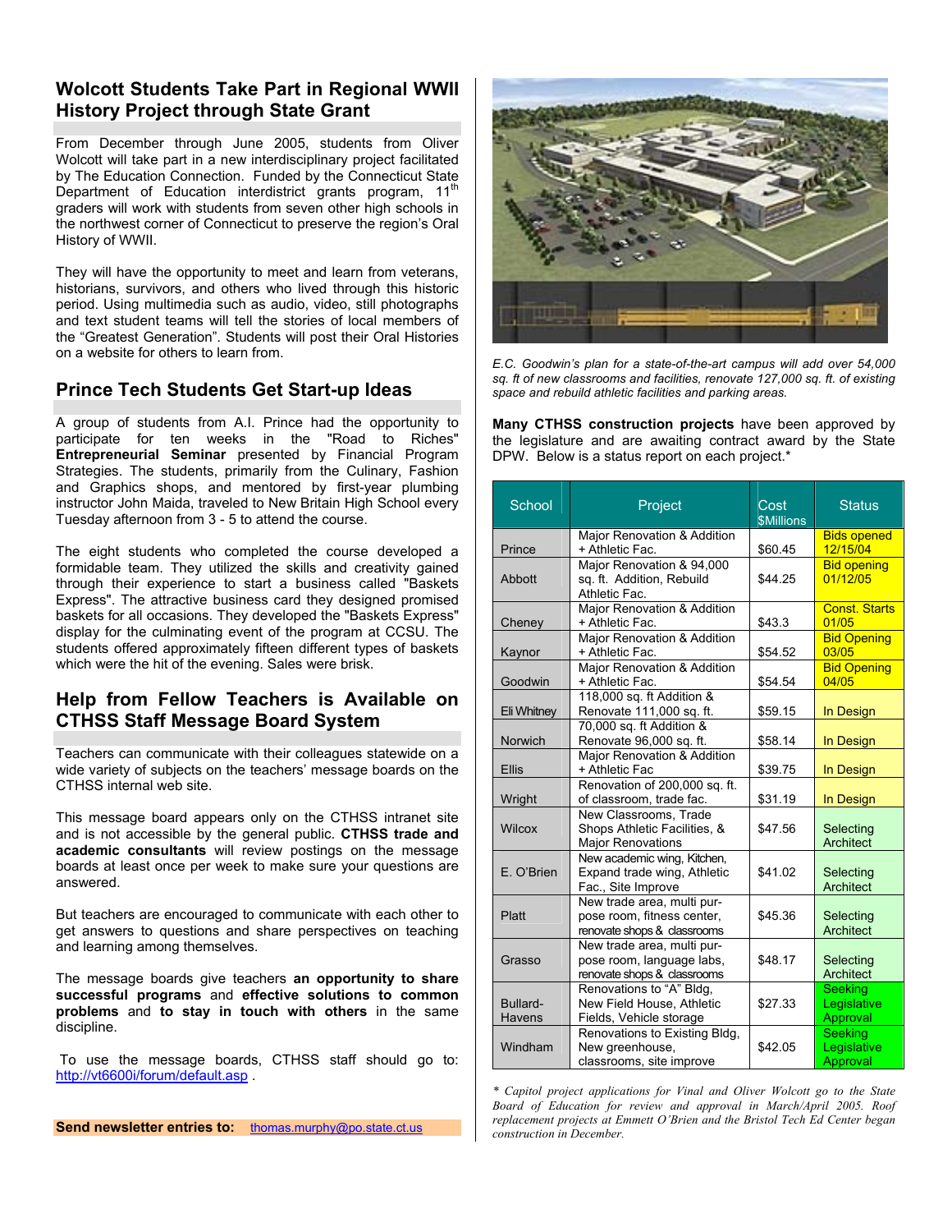## Wolcott Students Take Part in Regional WWII History Project through State Grant

From December through June 2005, students from Oliver Wolcott will take part in a new interdisciplinary project facilitated by The Education Connection. Funded by the Connecticut State Department of Education interdistrict grants program, 11th graders will work with students from seven other high schools in the northwest corner of Connecticut to preserve the region's Oral History of WWII.

They will have the opportunity to meet and learn from veterans, historians, survivors, and others who lived through this historic period. Using multimedia such as audio, video, still photographs and text student teams will tell the stories of local members of the "Greatest Generation". Students will post their Oral Histories on a website for others to learn from.

## Prince Tech Students Get Start-up Ideas

A group of students from A.I. Prince had the opportunity to participate for ten weeks in the "Road to Riches" **Entrepreneurial Seminar** presented by Financial Program Strategies. The students, primarily from the Culinary, Fashion and Graphics shops, and mentored by first-year plumbing instructor John Maida, traveled to New Britain High School every Tuesday afternoon from 3 - 5 to attend the course.

The eight students who completed the course developed a formidable team. They utilized the skills and creativity gained through their experience to start a business called "Baskets Express". The attractive business card they designed promised baskets for all occasions. They developed the "Baskets Express" display for the culminating event of the program at CCSU. The students offered approximately fifteen different types of baskets which were the hit of the evening. Sales were brisk.

## Help from Fellow Teachers is Available on CTHSS Staff Message Board System

Teachers can communicate with their colleagues statewide on a wide variety of subjects on the teachers' message boards on the CTHSS internal web site.

This message board appears only on the CTHSS intranet site and is not accessible by the general public. **CTHSS trade and academic consultants** will review postings on the message boards at least once per week to make sure your questions are answered.

But teachers are encouraged to communicate with each other to get answers to questions and share perspectives on teaching and learning among themselves.

The message boards give teachers **an opportunity to share successful programs** and **effective solutions to common problems** and **to stay in touch with others** in the same discipline.

To use the message boards, CTHSS staff should go to: http://vt6600i/forum/default.asp .

**Send newsletter entries to:** thomas.murphy@po.state.ct.us

*E.C. Goodwin's plan for a state-of-the-art campus will add over 54,000 sq. ft of new classrooms and facilities, renovate 127,000 sq. ft. of existing space and rebuild athletic facilities and parking areas.*

**Many CTHSS construction projects** have been approved by the legislature and are awaiting contract award by the State DPW. Below is a status report on each project.*

| School | Project | Cost $Millions | Status |
|---|---|---|---|
| Prince | Major Renovation & Addition + Athletic Fac. | $60.45 | Bids opened 12/15/04 |
| Abbott | Major Renovation & 94,000 sq. ft. Addition, Rebuild Athletic Fac. | $44.25 | Bid opening 01/12/05 |
| Cheney | Major Renovation & Addition + Athletic Fac. | $43.3 | Const. Starts 01/05 |
| Kaynor | Major Renovation & Addition + Athletic Fac. | $54.52 | Bid Opening 03/05 |
| Goodwin | Major Renovation & Addition + Athletic Fac. | $54.54 | Bid Opening 04/05 |
| Eli Whitney | 118,000 sq. ft Addition & Renovate 111,000 sq. ft. | $59.15 | In Design |
| Norwich | 70,000 sq. ft Addition & Renovate 96,000 sq. ft. | $58.14 | In Design |
| Ellis | Major Renovation & Addition + Athletic Fac | $39.75 | In Design |
| Wright | Renovation of 200,000 sq. ft. of classroom, trade fac. | $31.19 | In Design |
| Wilcox | New Classrooms, Trade Shops Athletic Facilities, & Major Renovations | $47.56 | Selecting Architect |
| E. O'Brien | New academic wing, Kitchen, Expand trade wing, Athletic Fac., Site Improve | $41.02 | Selecting Architect |
| Platt | New trade area, multi purpose room, fitness center, renovate shops & classrooms | $45.36 | Selecting Architect |
| Grasso | New trade area, multi purpose room, language labs, renovate shops & classrooms | $48.17 | Selecting Architect |
| Bullard-Havens | Renovations to "A" Bldg, New Field House, Athletic Fields, Vehicle storage | $27.33 | Seeking Legislative Approval |
| Windham | Renovations to Existing Bldg, New greenhouse, classrooms, site improve | $42.05 | Seeking Legislative Approval |

*\* Capitol project applications for Vinal and Oliver Wolcott go to the State Board of Education for review and approval in March/April 2005. Roof replacement projects at Emmett O'Brien and the Bristol Tech Ed Center began construction in December.*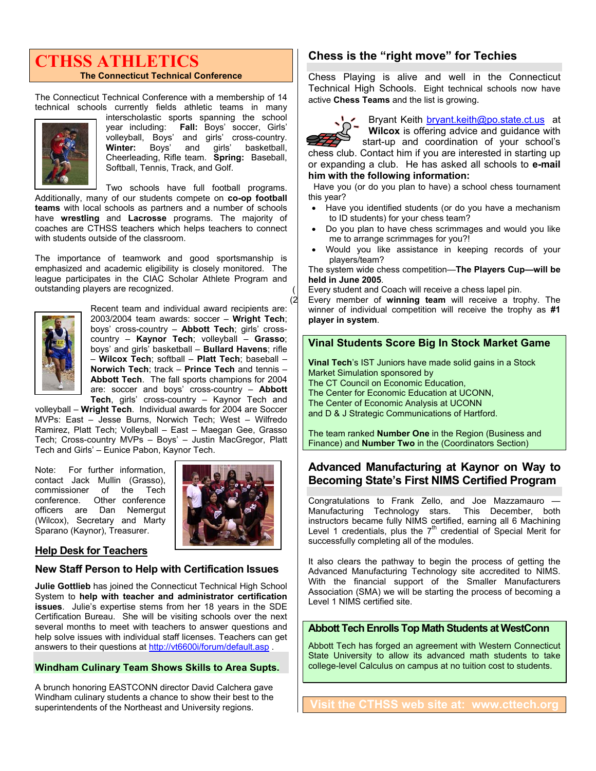# CTHSS ATHLETICS

**The Connecticut Technical Conference**

The Connecticut Technical Conference with a membership of 14 technical schools currently fields athletic teams in many interscholastic sports spanning the school year including: **Fall:** Boys' soccer, Girls' volleyball, Boys' and girls' cross-country. **Winter:** Boys' and girls' basketball, Cheerleading, Rifle team. **Spring:** Baseball, Softball, Tennis, Track, and Golf.

Two schools have full football programs. Additionally, many of our students compete on **co-op football teams** with local schools as partners and a number of schools have **wrestling** and **Lacrosse** programs. The majority of coaches are CTHSS teachers which helps teachers to connect with students outside of the classroom.

The importance of teamwork and good sportsmanship is emphasized and academic eligibility is closely monitored. The league participates in the CIAC Scholar Athlete Program and outstanding players are recognized.

Recent team and individual award recipients are: 2003/2004 team awards: soccer – **Wright Tech**; boys' cross-country – **Abbott Tech**; girls' cross-country – **Kaynor Tech**; volleyball – **Grasso**; boys' and girls' basketball – **Bullard Havens**; rifle – **Wilcox Tech**; softball – **Platt Tech**; baseball – **Norwich Tech**; track – **Prince Tech** and tennis – **Abbott Tech**. The fall sports champions for 2004 are: soccer and boys' cross-country – **Abbott Tech**, girls' cross-country – Kaynor Tech and volleyball – **Wright Tech**. Individual awards for 2004 are Soccer MVPs: East – Jesse Burns, Norwich Tech; West – Wilfredo Ramirez, Platt Tech; Volleyball – East – Maegan Gee, Grasso Tech; Cross-country MVPs – Boys' – Justin MacGregor, Platt Tech and Girls' – Eunice Pabon, Kaynor Tech.

Note: For further information, contact Jack Mullin (Grasso), commissioner of the Tech conference. Other conference officers are Dan Nemergut (Wilcox), Secretary and Marty Sparano (Kaynor), Treasurer.

## Help Desk for Teachers

### New Staff Person to Help with Certification Issues

**Julie Gottlieb** has joined the Connecticut Technical High School System to **help with teacher and administrator certification issues**. Julie's expertise stems from her 18 years in the SDE Certification Bureau. She will be visiting schools over the next several months to meet with teachers to answer questions and help solve issues with individual staff licenses. Teachers can get answers to their questions at http://vt6600i/forum/default.asp .

### Windham Culinary Team Shows Skills to Area Supts.

A brunch honoring EASTCONN director David Calchera gave Windham culinary students a chance to show their best to the superintendents of the Northeast and University regions.

## Chess is the "right move" for Techies

Chess Playing is alive and well in the Connecticut Technical High Schools. Eight technical schools now have active **Chess Teams** and the list is growing.

Bryant Keith bryant.keith@po.state.ct.us at **Wilcox** is offering advice and guidance with start-up and coordination of your school's chess club. Contact him if you are interested in starting up or expanding a club. He has asked all schools to **e-mail him with the following information:**

Have you (or do you plan to have) a school chess tournament this year?

- Have you identified students (or do you have a mechanism to ID students) for your chess team?
- Do you plan to have chess scrimmages and would you like me to arrange scrimmages for you?!
- Would you like assistance in keeping records of your players/team?

The system wide chess competition—**The Players Cup—will be held in June 2005**.

Every student and Coach will receive a chess lapel pin.

Every member of **winning team** will receive a trophy. The winner of individual competition will receive the trophy as **#1 player in system**.

## Vinal Students Score Big In Stock Market Game

**Vinal Tech**'s IST Juniors have made solid gains in a Stock Market Simulation sponsored by
The CT Council on Economic Education,
The Center for Economic Education at UCONN,
The Center of Economic Analysis at UCONN
and D & J Strategic Communications of Hartford.

The team ranked **Number One** in the Region (Business and Finance) and **Number Two** in the (Coordinators Section)

## Advanced Manufacturing at Kaynor on Way to Becoming State's First NIMS Certified Program

Congratulations to Frank Zello, and Joe Mazzamauro — Manufacturing Technology stars. This December, both instructors became fully NIMS certified, earning all 6 Machining Level 1 credentials, plus the 7th credential of Special Merit for successfully completing all of the modules.

It also clears the pathway to begin the process of getting the Advanced Manufacturing Technology site accredited to NIMS. With the financial support of the Smaller Manufacturers Association (SMA) we will be starting the process of becoming a Level 1 NIMS certified site.

## Abbott Tech Enrolls Top Math Students at WestConn

Abbott Tech has forged an agreement with Western Connecticut State University to allow its advanced math students to take college-level Calculus on campus at no tuition cost to students.

**Visit the CTHSS web site at: www.cttech.org**